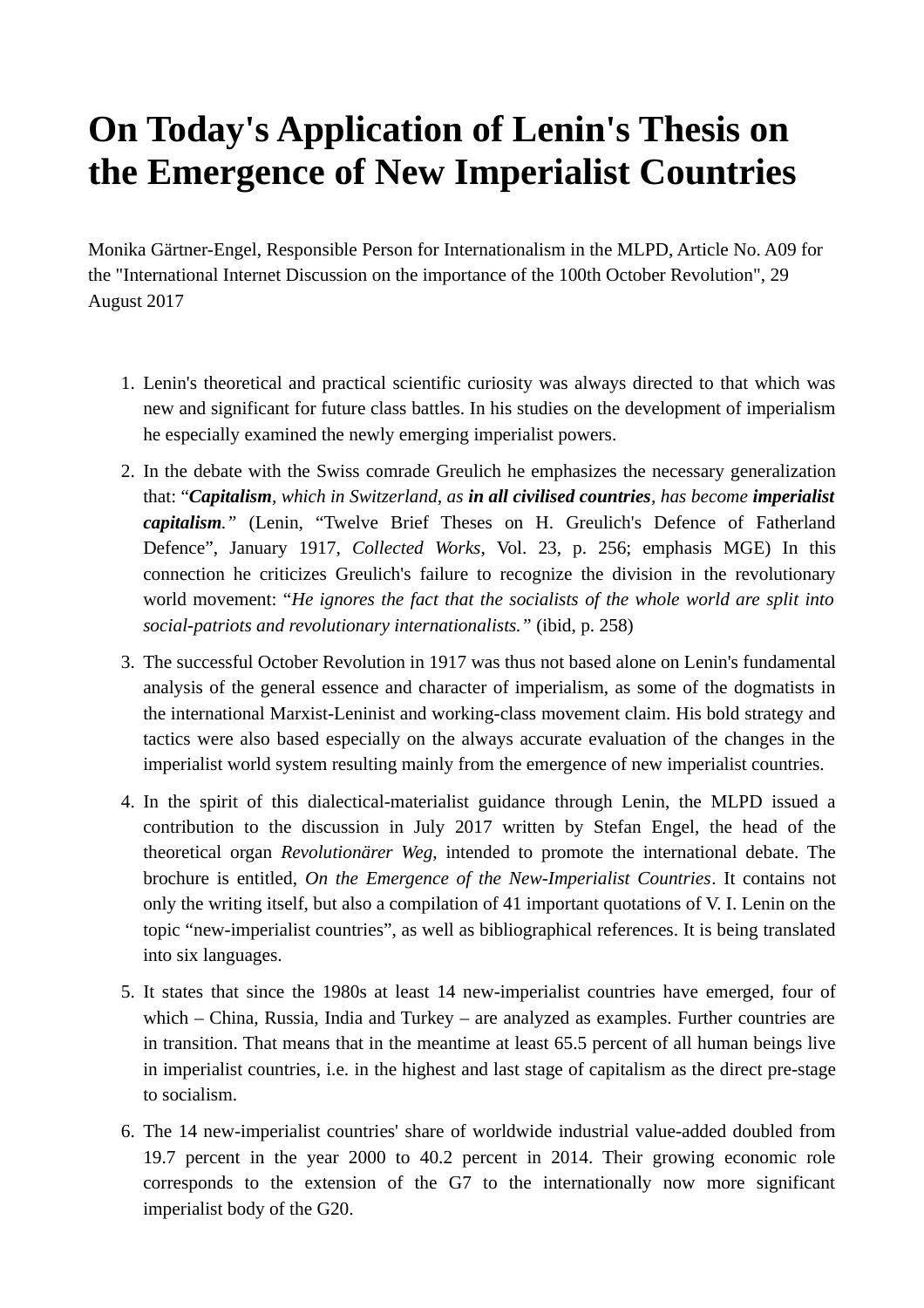# On Today's Application of Lenin's Thesis on the Emergence of New Imperialist Countries

Monika Gärtner-Engel, Responsible Person for Internationalism in the MLPD, Article No. A09 for the "International Internet Discussion on the importance of the 100th October Revolution", 29 August 2017

1. Lenin's theoretical and practical scientific curiosity was always directed to that which was new and significant for future class battles. In his studies on the development of imperialism he especially examined the newly emerging imperialist powers.
2. In the debate with the Swiss comrade Greulich he emphasizes the necessary generalization that: "***Capitalism**, which in Switzerland, as **in all civilised countries**, has become **imperialist capitalism**.*" (Lenin, "Twelve Brief Theses on H. Greulich's Defence of Fatherland Defence", January 1917, *Collected Works*, Vol. 23, p. 256; emphasis MGE) In this connection he criticizes Greulich's failure to recognize the division in the revolutionary world movement: "*He ignores the fact that the socialists of the whole world are split into social-patriots and revolutionary internationalists.*" (ibid, p. 258)
3. The successful October Revolution in 1917 was thus not based alone on Lenin's fundamental analysis of the general essence and character of imperialism, as some of the dogmatists in the international Marxist-Leninist and working-class movement claim. His bold strategy and tactics were also based especially on the always accurate evaluation of the changes in the imperialist world system resulting mainly from the emergence of new imperialist countries.
4. In the spirit of this dialectical-materialist guidance through Lenin, the MLPD issued a contribution to the discussion in July 2017 written by Stefan Engel, the head of the theoretical organ *Revolutionärer Weg*, intended to promote the international debate. The brochure is entitled, *On the Emergence of the New-Imperialist Countries*. It contains not only the writing itself, but also a compilation of 41 important quotations of V. I. Lenin on the topic "new-imperialist countries", as well as bibliographical references. It is being translated into six languages.
5. It states that since the 1980s at least 14 new-imperialist countries have emerged, four of which – China, Russia, India and Turkey – are analyzed as examples. Further countries are in transition. That means that in the meantime at least 65.5 percent of all human beings live in imperialist countries, i.e. in the highest and last stage of capitalism as the direct pre-stage to socialism.
6. The 14 new-imperialist countries' share of worldwide industrial value-added doubled from 19.7 percent in the year 2000 to 40.2 percent in 2014. Their growing economic role corresponds to the extension of the G7 to the internationally now more significant imperialist body of the G20.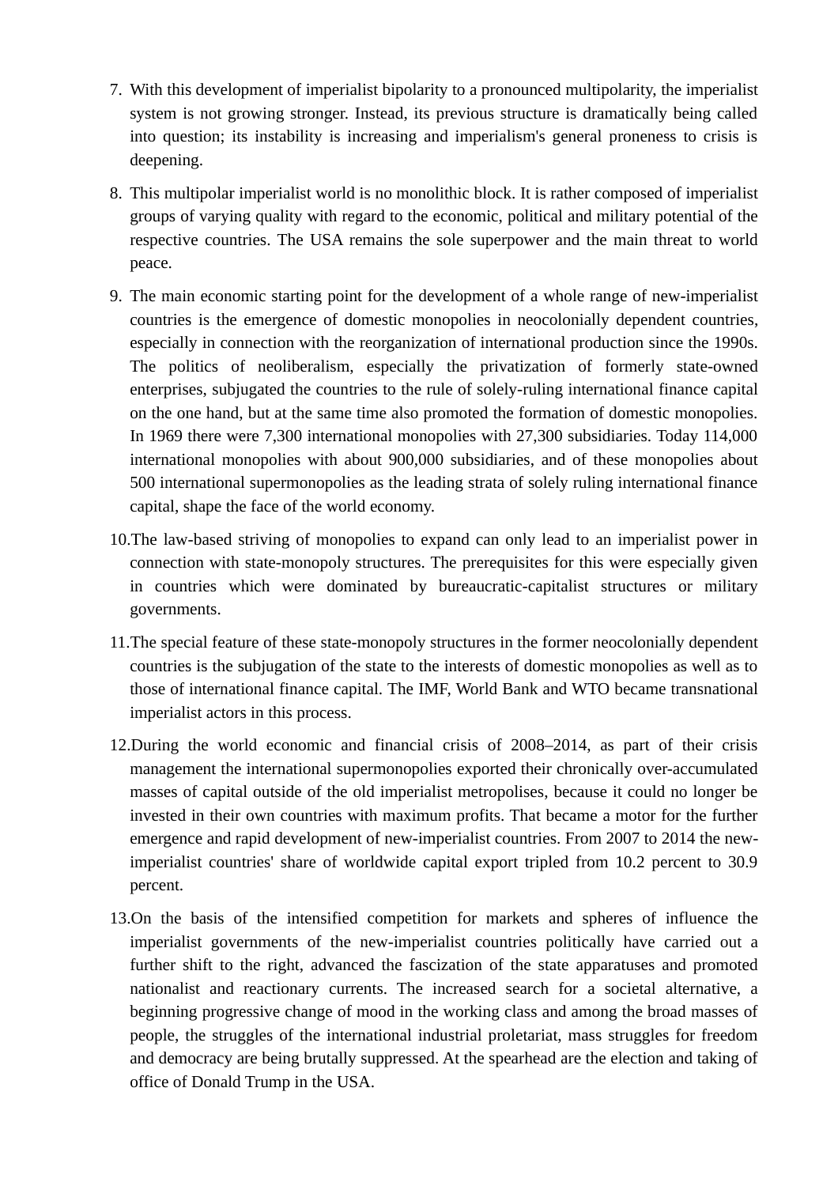7. With this development of imperialist bipolarity to a pronounced multipolarity, the imperialist system is not growing stronger. Instead, its previous structure is dramatically being called into question; its instability is increasing and imperialism's general proneness to crisis is deepening.

8. This multipolar imperialist world is no monolithic block. It is rather composed of imperialist groups of varying quality with regard to the economic, political and military potential of the respective countries. The USA remains the sole superpower and the main threat to world peace.

9. The main economic starting point for the development of a whole range of new-imperialist countries is the emergence of domestic monopolies in neocolonially dependent countries, especially in connection with the reorganization of international production since the 1990s. The politics of neoliberalism, especially the privatization of formerly state-owned enterprises, subjugated the countries to the rule of solely-ruling international finance capital on the one hand, but at the same time also promoted the formation of domestic monopolies. In 1969 there were 7,300 international monopolies with 27,300 subsidiaries. Today 114,000 international monopolies with about 900,000 subsidiaries, and of these monopolies about 500 international supermonopolies as the leading strata of solely ruling international finance capital, shape the face of the world economy.

10. The law-based striving of monopolies to expand can only lead to an imperialist power in connection with state-monopoly structures. The prerequisites for this were especially given in countries which were dominated by bureaucratic-capitalist structures or military governments.

11. The special feature of these state-monopoly structures in the former neocolonially dependent countries is the subjugation of the state to the interests of domestic monopolies as well as to those of international finance capital. The IMF, World Bank and WTO became transnational imperialist actors in this process.

12. During the world economic and financial crisis of 2008–2014, as part of their crisis management the international supermonopolies exported their chronically over-accumulated masses of capital outside of the old imperialist metropolises, because it could no longer be invested in their own countries with maximum profits. That became a motor for the further emergence and rapid development of new-imperialist countries. From 2007 to 2014 the new-imperialist countries' share of worldwide capital export tripled from 10.2 percent to 30.9 percent.

13. On the basis of the intensified competition for markets and spheres of influence the imperialist governments of the new-imperialist countries politically have carried out a further shift to the right, advanced the fascization of the state apparatuses and promoted nationalist and reactionary currents. The increased search for a societal alternative, a beginning progressive change of mood in the working class and among the broad masses of people, the struggles of the international industrial proletariat, mass struggles for freedom and democracy are being brutally suppressed. At the spearhead are the election and taking of office of Donald Trump in the USA.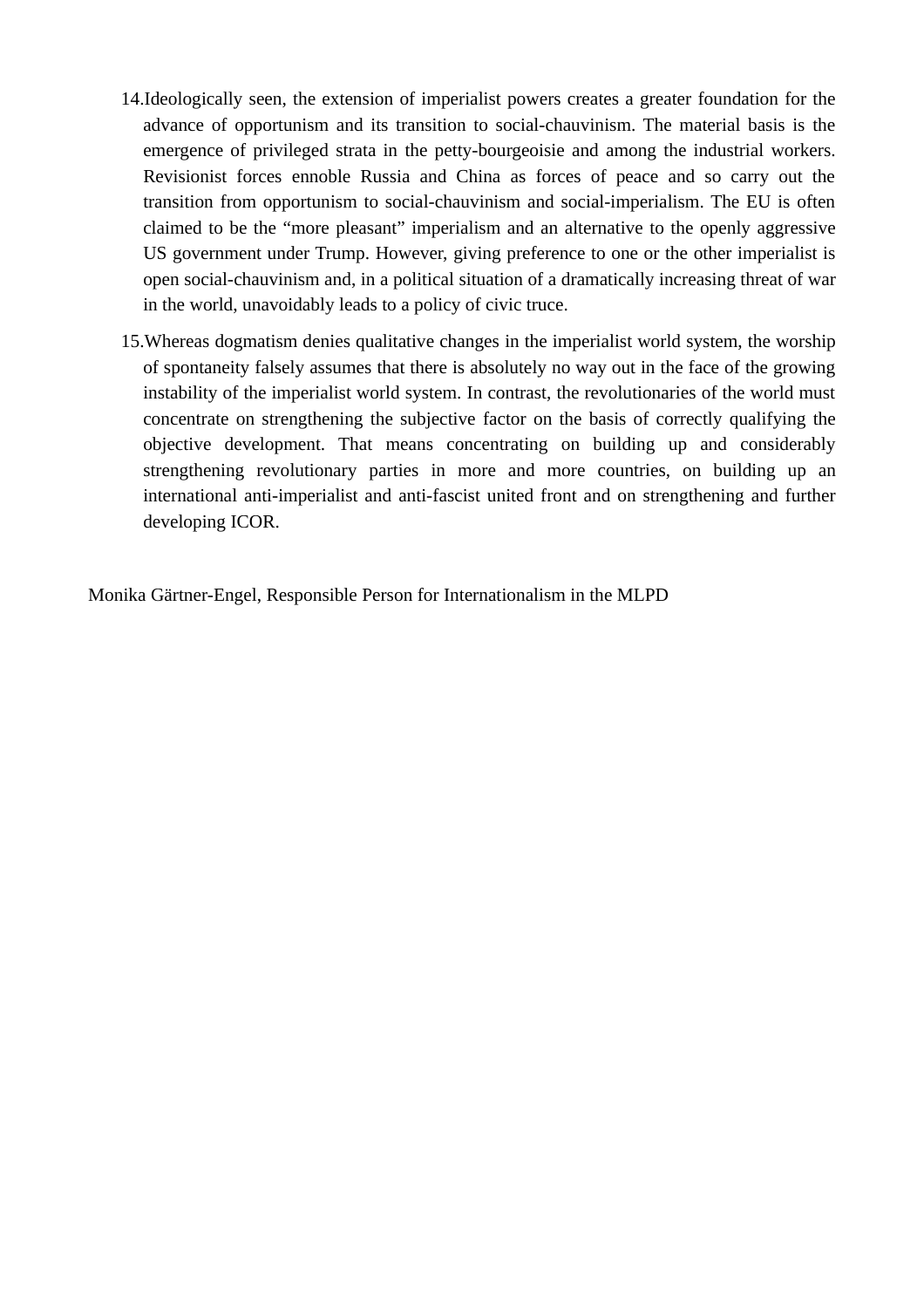14. Ideologically seen, the extension of imperialist powers creates a greater foundation for the advance of opportunism and its transition to social-chauvinism. The material basis is the emergence of privileged strata in the petty-bourgeoisie and among the industrial workers. Revisionist forces ennoble Russia and China as forces of peace and so carry out the transition from opportunism to social-chauvinism and social-imperialism. The EU is often claimed to be the "more pleasant" imperialism and an alternative to the openly aggressive US government under Trump. However, giving preference to one or the other imperialist is open social-chauvinism and, in a political situation of a dramatically increasing threat of war in the world, unavoidably leads to a policy of civic truce.

15. Whereas dogmatism denies qualitative changes in the imperialist world system, the worship of spontaneity falsely assumes that there is absolutely no way out in the face of the growing instability of the imperialist world system. In contrast, the revolutionaries of the world must concentrate on strengthening the subjective factor on the basis of correctly qualifying the objective development. That means concentrating on building up and considerably strengthening revolutionary parties in more and more countries, on building up an international anti-imperialist and anti-fascist united front and on strengthening and further developing ICOR.

Monika Gärtner-Engel, Responsible Person for Internationalism in the MLPD